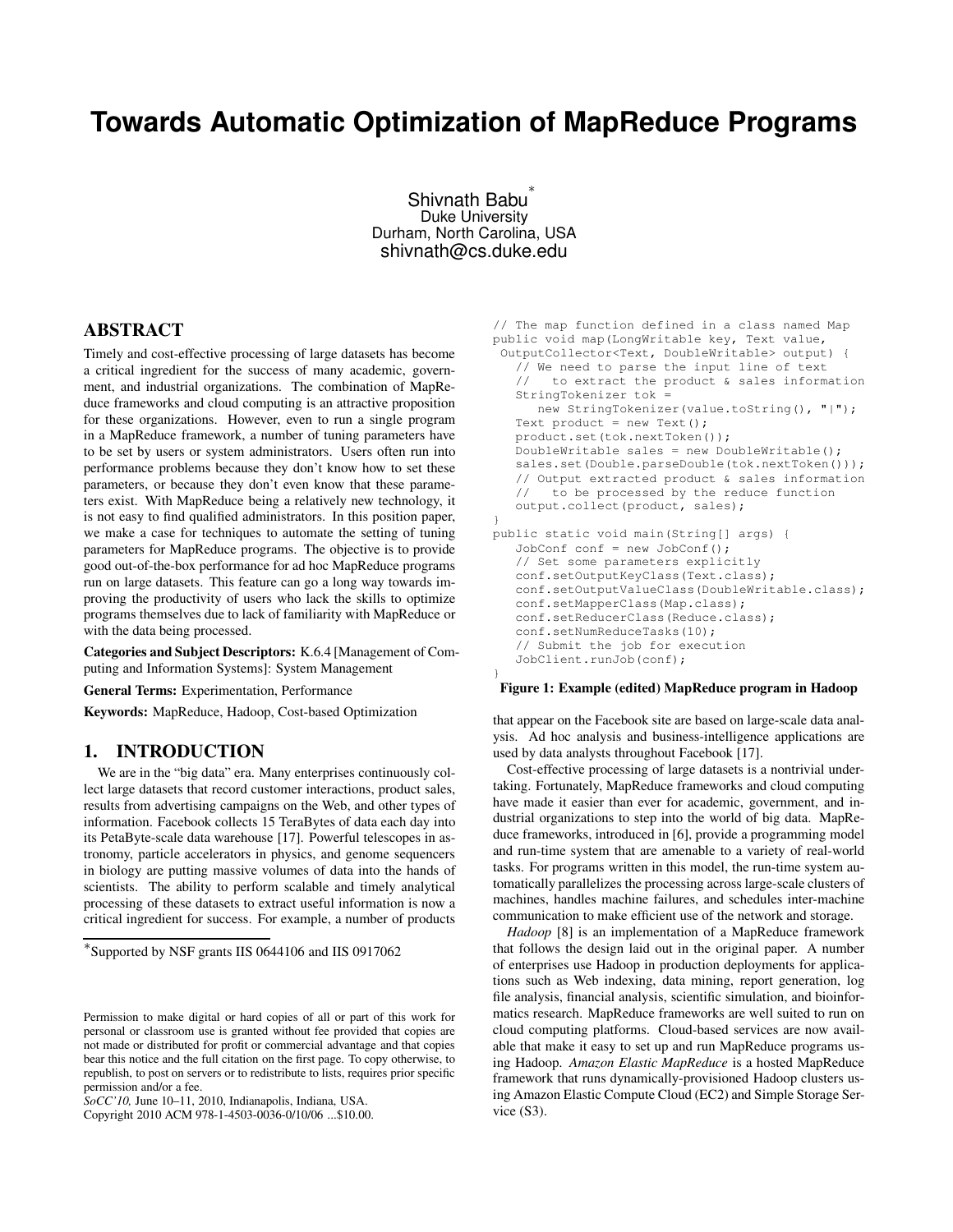# Towards Automatic Optimization of MapReduce Programs

Shivnath Babu*
Duke University
Durham, North Carolina, USA
shivnath@cs.duke.edu

## ABSTRACT

Timely and cost-effective processing of large datasets has become a critical ingredient for the success of many academic, government, and industrial organizations. The combination of MapReduce frameworks and cloud computing is an attractive proposition for these organizations. However, even to run a single program in a MapReduce framework, a number of tuning parameters have to be set by users or system administrators. Users often run into performance problems because they don't know how to set these parameters, or because they don't even know that these parameters exist. With MapReduce being a relatively new technology, it is not easy to find qualified administrators. In this position paper, we make a case for techniques to automate the setting of tuning parameters for MapReduce programs. The objective is to provide good out-of-the-box performance for ad hoc MapReduce programs run on large datasets. This feature can go a long way towards improving the productivity of users who lack the skills to optimize programs themselves due to lack of familiarity with MapReduce or with the data being processed.

**Categories and Subject Descriptors:** K.6.4 [Management of Computing and Information Systems]: System Management

**General Terms:** Experimentation, Performance

**Keywords:** MapReduce, Hadoop, Cost-based Optimization

## 1. INTRODUCTION

We are in the "big data" era. Many enterprises continuously collect large datasets that record customer interactions, product sales, results from advertising campaigns on the Web, and other types of information. Facebook collects 15 TeraBytes of data each day into its PetaByte-scale data warehouse [17]. Powerful telescopes in astronomy, particle accelerators in physics, and genome sequencers in biology are putting massive volumes of data into the hands of scientists. The ability to perform scalable and timely analytical processing of these datasets to extract useful information is now a critical ingredient for success. For example, a number of products that appear on the Facebook site are based on large-scale data analysis. Ad hoc analysis and business-intelligence applications are used by data analysts throughout Facebook [17].

```
// The map function defined in a class named Map
public void map(LongWritable key, Text value,
 OutputCollector<Text, DoubleWritable> output) {
   // We need to parse the input line of text
   //   to extract the product & sales information
   StringTokenizer tok =
      new StringTokenizer(value.toString(), "|");
   Text product = new Text();
   product.set(tok.nextToken());
   DoubleWritable sales = new DoubleWritable();
   sales.set(Double.parseDouble(tok.nextToken()));
   // Output extracted product & sales information
   //   to be processed by the reduce function
   output.collect(product, sales);
}
public static void main(String[] args) {
   JobConf conf = new JobConf();
   // Set some parameters explicitly
   conf.setOutputKeyClass(Text.class);
   conf.setOutputValueClass(DoubleWritable.class);
   conf.setMapperClass(Map.class);
   conf.setReducerClass(Reduce.class);
   conf.setNumReduceTasks(10);
   // Submit the job for execution
   JobClient.runJob(conf);
}
```

**Figure 1: Example (edited) MapReduce program in Hadoop**

Cost-effective processing of large datasets is a nontrivial undertaking. Fortunately, MapReduce frameworks and cloud computing have made it easier than ever for academic, government, and industrial organizations to step into the world of big data. MapReduce frameworks, introduced in [6], provide a programming model and run-time system that are amenable to a variety of real-world tasks. For programs written in this model, the run-time system automatically parallelizes the processing across large-scale clusters of machines, handles machine failures, and schedules inter-machine communication to make efficient use of the network and storage.

*Hadoop* [8] is an implementation of a MapReduce framework that follows the design laid out in the original paper. A number of enterprises use Hadoop in production deployments for applications such as Web indexing, data mining, report generation, log file analysis, financial analysis, scientific simulation, and bioinformatics research. MapReduce frameworks are well suited to run on cloud computing platforms. Cloud-based services are now available that make it easy to set up and run MapReduce programs using Hadoop. *Amazon Elastic MapReduce* is a hosted MapReduce framework that runs dynamically-provisioned Hadoop clusters using Amazon Elastic Compute Cloud (EC2) and Simple Storage Service (S3).

*Supported by NSF grants IIS 0644106 and IIS 0917062

Permission to make digital or hard copies of all or part of this work for personal or classroom use is granted without fee provided that copies are not made or distributed for profit or commercial advantage and that copies bear this notice and the full citation on the first page. To copy otherwise, to republish, to post on servers or to redistribute to lists, requires prior specific permission and/or a fee.
*SoCC'10,* June 10–11, 2010, Indianapolis, Indiana, USA.
Copyright 2010 ACM 978-1-4503-0036-0/10/06 ...$10.00.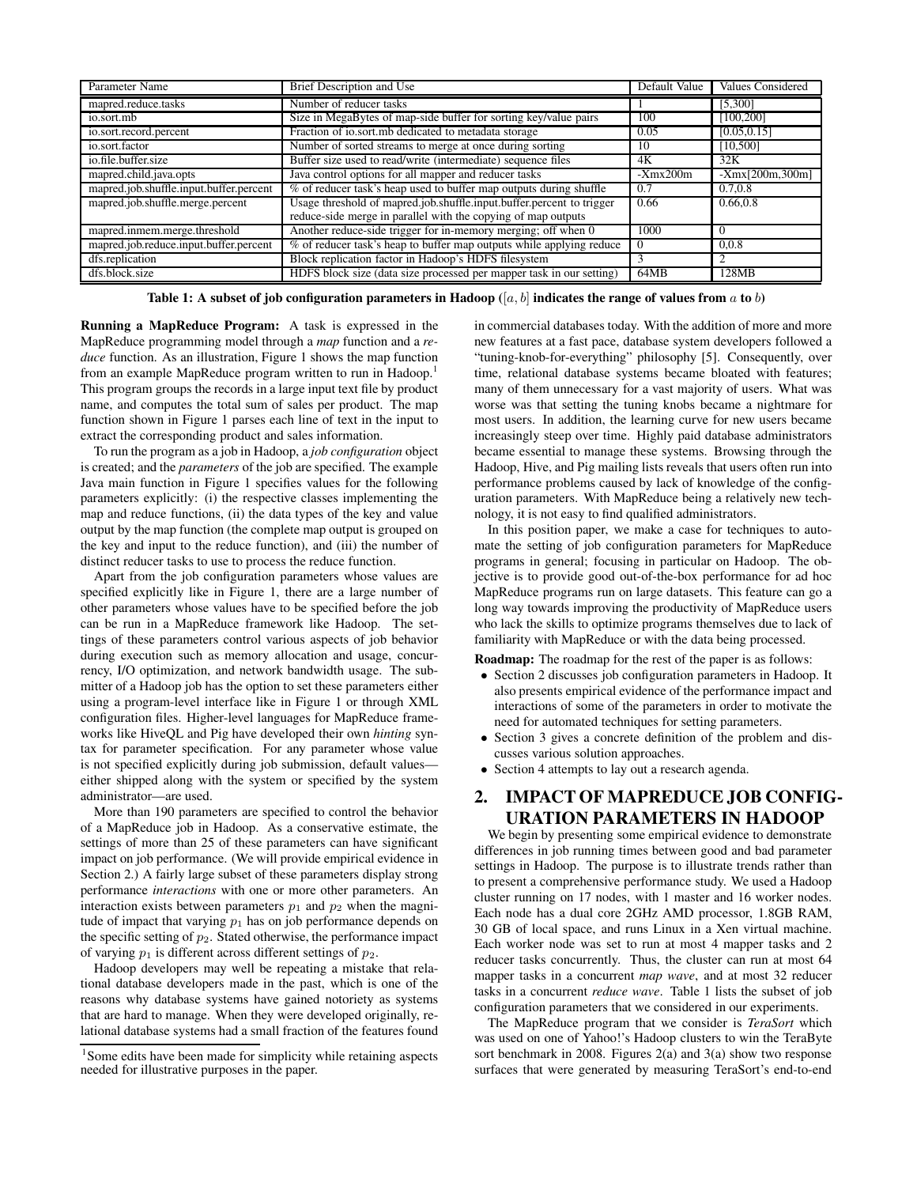| Parameter Name | Brief Description and Use | Default Value | Values Considered |
|---|---|---|---|
| mapred.reduce.tasks | Number of reducer tasks | 1 | [5,300] |
| io.sort.mb | Size in MegaBytes of map-side buffer for sorting key/value pairs | 100 | [100,200] |
| io.sort.record.percent | Fraction of io.sort.mb dedicated to metadata storage | 0.05 | [0.05,0.15] |
| io.sort.factor | Number of sorted streams to merge at once during sorting | 10 | [10,500] |
| io.file.buffer.size | Buffer size used to read/write (intermediate) sequence files | 4K | 32K |
| mapred.child.java.opts | Java control options for all mapper and reducer tasks | -Xmx200m | -Xmx[200m,300m] |
| mapred.job.shuffle.input.buffer.percent | % of reducer task's heap used to buffer map outputs during shuffle | 0.7 | 0.7,0.8 |
| mapred.job.shuffle.merge.percent | Usage threshold of mapred.job.shuffle.input.buffer.percent to trigger reduce-side merge in parallel with the copying of map outputs | 0.66 | 0.66,0.8 |
| mapred.inmem.merge.threshold | Another reduce-side trigger for in-memory merging; off when 0 | 1000 | 0 |
| mapred.job.reduce.input.buffer.percent | % of reducer task's heap to buffer map outputs while applying reduce | 0 | 0,0.8 |
| dfs.replication | Block replication factor in Hadoop's HDFS filesystem | 3 | 2 |
| dfs.block.size | HDFS block size (data size processed per mapper task in our setting) | 64MB | 128MB |

**Table 1: A subset of job configuration parameters in Hadoop ($[a, b]$ indicates the range of values from $a$ to $b$)**

**Running a MapReduce Program:** A task is expressed in the MapReduce programming model through a *map* function and a *reduce* function. As an illustration, Figure 1 shows the map function from an example MapReduce program written to run in Hadoop.[1] This program groups the records in a large input text file by product name, and computes the total sum of sales per product. The map function shown in Figure 1 parses each line of text in the input to extract the corresponding product and sales information.

To run the program as a job in Hadoop, a *job configuration* object is created; and the *parameters* of the job are specified. The example Java main function in Figure 1 specifies values for the following parameters explicitly: (i) the respective classes implementing the map and reduce functions, (ii) the data types of the key and value output by the map function (the complete map output is grouped on the key and input to the reduce function), and (iii) the number of distinct reducer tasks to use to process the reduce function.

Apart from the job configuration parameters whose values are specified explicitly like in Figure 1, there are a large number of other parameters whose values have to be specified before the job can be run in a MapReduce framework like Hadoop. The settings of these parameters control various aspects of job behavior during execution such as memory allocation and usage, concurrency, I/O optimization, and network bandwidth usage. The submitter of a Hadoop job has the option to set these parameters either using a program-level interface like in Figure 1 or through XML configuration files. Higher-level languages for MapReduce frameworks like HiveQL and Pig have developed their own *hinting* syntax for parameter specification. For any parameter whose value is not specified explicitly during job submission, default values—either shipped along with the system or specified by the system administrator—are used.

More than 190 parameters are specified to control the behavior of a MapReduce job in Hadoop. As a conservative estimate, the settings of more than 25 of these parameters can have significant impact on job performance. (We will provide empirical evidence in Section 2.) A fairly large subset of these parameters display strong performance *interactions* with one or more other parameters. An interaction exists between parameters $p_1$ and $p_2$ when the magnitude of impact that varying $p_1$ has on job performance depends on the specific setting of $p_2$. Stated otherwise, the performance impact of varying $p_1$ is different across different settings of $p_2$.

Hadoop developers may well be repeating a mistake that relational database developers made in the past, which is one of the reasons why database systems have gained notoriety as systems that are hard to manage. When they were developed originally, relational database systems had a small fraction of the features found in commercial databases today. With the addition of more and more new features at a fast pace, database system developers followed a "tuning-knob-for-everything" philosophy [5]. Consequently, over time, relational database systems became bloated with features; many of them unnecessary for a vast majority of users. What was worse was that setting the tuning knobs became a nightmare for most users. In addition, the learning curve for new users became increasingly steep over time. Highly paid database administrators became essential to manage these systems. Browsing through the Hadoop, Hive, and Pig mailing lists reveals that users often run into performance problems caused by lack of knowledge of the configuration parameters. With MapReduce being a relatively new technology, it is not easy to find qualified administrators.

In this position paper, we make a case for techniques to automate the setting of job configuration parameters for MapReduce programs in general; focusing in particular on Hadoop. The objective is to provide good out-of-the-box performance for ad hoc MapReduce programs run on large datasets. This feature can go a long way towards improving the productivity of MapReduce users who lack the skills to optimize programs themselves due to lack of familiarity with MapReduce or with the data being processed.

**Roadmap:** The roadmap for the rest of the paper is as follows:

- Section 2 discusses job configuration parameters in Hadoop. It also presents empirical evidence of the performance impact and interactions of some of the parameters in order to motivate the need for automated techniques for setting parameters.
- Section 3 gives a concrete definition of the problem and discusses various solution approaches.
- Section 4 attempts to lay out a research agenda.

## 2. IMPACT OF MAPREDUCE JOB CONFIGURATION PARAMETERS IN HADOOP

We begin by presenting some empirical evidence to demonstrate differences in job running times between good and bad parameter settings in Hadoop. The purpose is to illustrate trends rather than to present a comprehensive performance study. We used a Hadoop cluster running on 17 nodes, with 1 master and 16 worker nodes. Each node has a dual core 2GHz AMD processor, 1.8GB RAM, 30 GB of local space, and runs Linux in a Xen virtual machine. Each worker node was set to run at most 4 mapper tasks and 2 reducer tasks concurrently. Thus, the cluster can run at most 64 mapper tasks in a concurrent *map wave*, and at most 32 reducer tasks in a concurrent *reduce wave*. Table 1 lists the subset of job configuration parameters that we considered in our experiments.

The MapReduce program that we consider is *TeraSort* which was used on one of Yahoo!'s Hadoop clusters to win the TeraByte sort benchmark in 2008. Figures 2(a) and 3(a) show two response surfaces that were generated by measuring TeraSort's end-to-end

[1] Some edits have been made for simplicity while retaining aspects needed for illustrative purposes in the paper.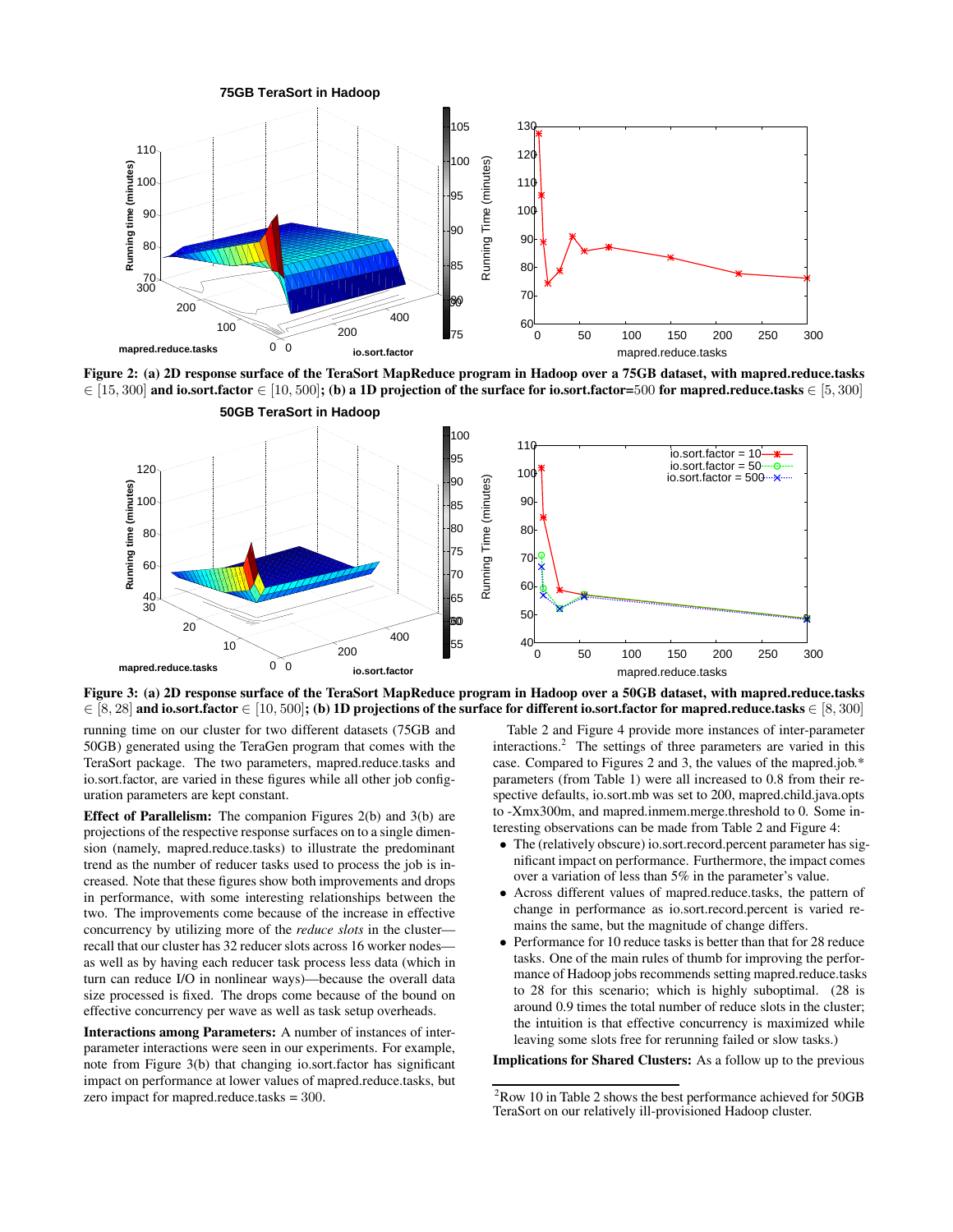Figure 2: (a) 2D response surface of the TeraSort MapReduce program in Hadoop over a 75GB dataset, with mapred.reduce.tasks $\in [15, 300]$ and io.sort.factor $\in [10, 500]$; (b) a 1D projection of the surface for io.sort.factor=500 for mapred.reduce.tasks $\in [5, 300]$

Figure 3: (a) 2D response surface of the TeraSort MapReduce program in Hadoop over a 50GB dataset, with mapred.reduce.tasks $\in [8, 28]$ and io.sort.factor $\in [10, 500]$; (b) 1D projections of the surface for different io.sort.factor for mapred.reduce.tasks $\in [8, 300]$

running time on our cluster for two different datasets (75GB and 50GB) generated using the TeraGen program that comes with the TeraSort package. The two parameters, mapred.reduce.tasks and io.sort.factor, are varied in these figures while all other job configuration parameters are kept constant.

**Effect of Parallelism:** The companion Figures 2(b) and 3(b) are projections of the respective response surfaces on to a single dimension (namely, mapred.reduce.tasks) to illustrate the predominant trend as the number of reducer tasks used to process the job is increased. Note that these figures show both improvements and drops in performance, with some interesting relationships between the two. The improvements come because of the increase in effective concurrency by utilizing more of the *reduce slots* in the cluster—recall that our cluster has 32 reducer slots across 16 worker nodes—as well as by having each reducer task process less data (which in turn can reduce I/O in nonlinear ways)—because the overall data size processed is fixed. The drops come because of the bound on effective concurrency per wave as well as task setup overheads.

**Interactions among Parameters:** A number of instances of inter-parameter interactions were seen in our experiments. For example, note from Figure 3(b) that changing io.sort.factor has significant impact on performance at lower values of mapred.reduce.tasks, but zero impact for mapred.reduce.tasks = 300.

Table 2 and Figure 4 provide more instances of inter-parameter interactions.[2] The settings of three parameters are varied in this case. Compared to Figures 2 and 3, the values of the mapred.job.* parameters (from Table 1) were all increased to 0.8 from their respective defaults, io.sort.mb was set to 200, mapred.child.java.opts to -Xmx300m, and mapred.inmem.merge.threshold to 0. Some interesting observations can be made from Table 2 and Figure 4:

- The (relatively obscure) io.sort.record.percent parameter has significant impact on performance. Furthermore, the impact comes over a variation of less than 5% in the parameter's value.
- Across different values of mapred.reduce.tasks, the pattern of change in performance as io.sort.record.percent is varied remains the same, but the magnitude of change differs.
- Performance for 10 reduce tasks is better than that for 28 reduce tasks. One of the main rules of thumb for improving the performance of Hadoop jobs recommends setting mapred.reduce.tasks to 28 for this scenario; which is highly suboptimal. (28 is around 0.9 times the total number of reduce slots in the cluster; the intuition is that effective concurrency is maximized while leaving some slots free for rerunning failed or slow tasks.)

**Implications for Shared Clusters:** As a follow up to the previous

[2] Row 10 in Table 2 shows the best performance achieved for 50GB TeraSort on our relatively ill-provisioned Hadoop cluster.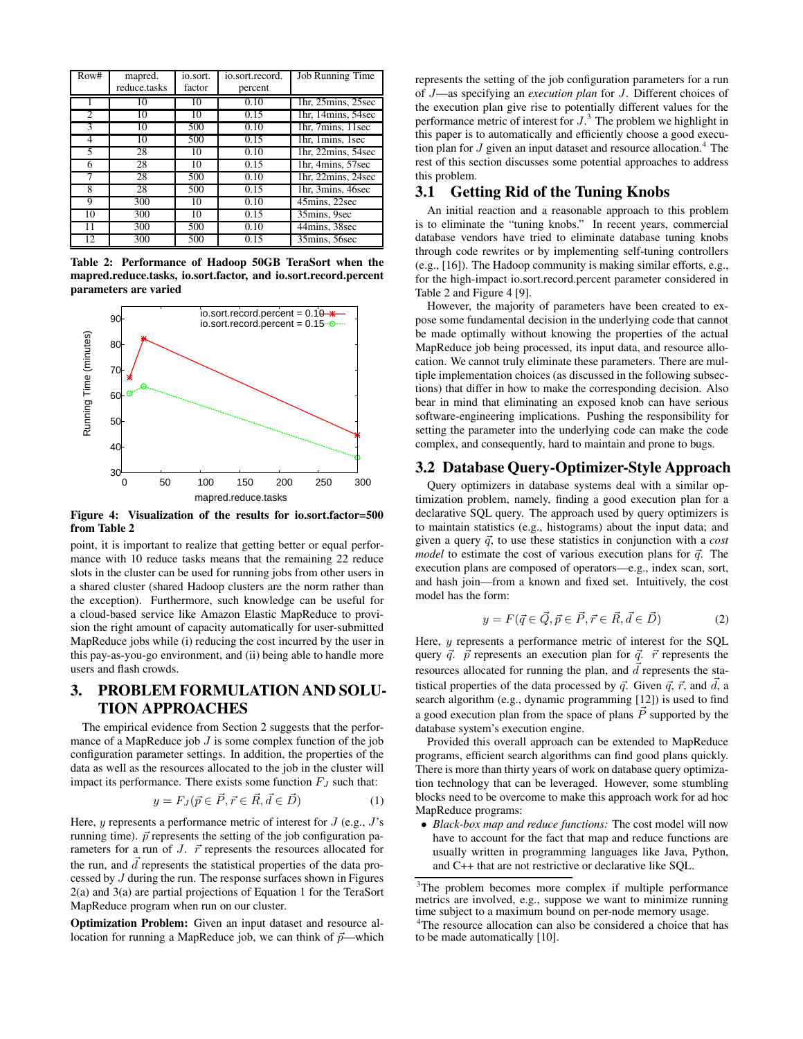| Row# | mapred. reduce.tasks | io.sort. factor | io.sort.record. percent | Job Running Time |
|---|---|---|---|---|
| 1 | 10 | 10 | 0.10 | 1hr, 25mins, 25sec |
| 2 | 10 | 10 | 0.15 | 1hr, 14mins, 54sec |
| 3 | 10 | 500 | 0.10 | 1hr, 7mins, 11sec |
| 4 | 10 | 500 | 0.15 | 1hr, 1mins, 1sec |
| 5 | 28 | 10 | 0.10 | 1hr, 22mins, 54sec |
| 6 | 28 | 10 | 0.15 | 1hr, 4mins, 57sec |
| 7 | 28 | 500 | 0.10 | 1hr, 22mins, 24sec |
| 8 | 28 | 500 | 0.15 | 1hr, 3mins, 46sec |
| 9 | 300 | 10 | 0.10 | 45mins, 22sec |
| 10 | 300 | 10 | 0.15 | 35mins, 9sec |
| 11 | 300 | 500 | 0.10 | 44mins, 38sec |
| 12 | 300 | 500 | 0.15 | 35mins, 56sec |

**Table 2: Performance of Hadoop 50GB TeraSort when the mapred.reduce.tasks, io.sort.factor, and io.sort.record.percent parameters are varied**

**Figure 4: Visualization of the results for io.sort.factor=500 from Table 2**

point, it is important to realize that getting better or equal performance with 10 reduce tasks means that the remaining 22 reduce slots in the cluster can be used for running jobs from other users in a shared cluster (shared Hadoop clusters are the norm rather than the exception). Furthermore, such knowledge can be useful for a cloud-based service like Amazon Elastic MapReduce to provision the right amount of capacity automatically for user-submitted MapReduce jobs while (i) reducing the cost incurred by the user in this pay-as-you-go environment, and (ii) being able to handle more users and flash crowds.

## 3. PROBLEM FORMULATION AND SOLUTION APPROACHES

The empirical evidence from Section 2 suggests that the performance of a MapReduce job $J$ is some complex function of the job configuration parameter settings. In addition, the properties of the data as well as the resources allocated to the job in the cluster will impact its performance. There exists some function $F_J$ such that:

$$y = F_J(\vec{p} \in \vec{P}, \vec{r} \in \vec{R}, \vec{d} \in \vec{D}) \quad (1)$$

Here, $y$ represents a performance metric of interest for $J$ (e.g., $J$'s running time). $\vec{p}$ represents the setting of the job configuration parameters for a run of $J$. $\vec{r}$ represents the resources allocated for the run, and $\vec{d}$ represents the statistical properties of the data processed by $J$ during the run. The response surfaces shown in Figures 2(a) and 3(a) are partial projections of Equation 1 for the TeraSort MapReduce program when run on our cluster.

**Optimization Problem:** Given an input dataset and resource allocation for running a MapReduce job, we can think of $\vec{p}$—which represents the setting of the job configuration parameters for a run of $J$—as specifying an *execution plan* for $J$. Different choices of the execution plan give rise to potentially different values for the performance metric of interest for $J$.[3] The problem we highlight in this paper is to automatically and efficiently choose a good execution plan for $J$ given an input dataset and resource allocation.[4] The rest of this section discusses some potential approaches to address this problem.

### 3.1 Getting Rid of the Tuning Knobs

An initial reaction and a reasonable approach to this problem is to eliminate the "tuning knobs." In recent years, commercial database vendors have tried to eliminate database tuning knobs through code rewrites or by implementing self-tuning controllers (e.g., [16]). The Hadoop community is making similar efforts, e.g., for the high-impact io.sort.record.percent parameter considered in Table 2 and Figure 4 [9].

However, the majority of parameters have been created to expose some fundamental decision in the underlying code that cannot be made optimally without knowing the properties of the actual MapReduce job being processed, its input data, and resource allocation. We cannot truly eliminate these parameters. There are multiple implementation choices (as discussed in the following subsections) that differ in how to make the corresponding decision. Also bear in mind that eliminating an exposed knob can have serious software-engineering implications. Pushing the responsibility for setting the parameter into the underlying code can make the code complex, and consequently, hard to maintain and prone to bugs.

### 3.2 Database Query-Optimizer-Style Approach

Query optimizers in database systems deal with a similar optimization problem, namely, finding a good execution plan for a declarative SQL query. The approach used by query optimizers is to maintain statistics (e.g., histograms) about the input data; and given a query $\vec{q}$, to use these statistics in conjunction with a *cost model* to estimate the cost of various execution plans for $\vec{q}$. The execution plans are composed of operators—e.g., index scan, sort, and hash join—from a known and fixed set. Intuitively, the cost model has the form:

$$y = F(\vec{q} \in \vec{Q}, \vec{p} \in \vec{P}, \vec{r} \in \vec{R}, \vec{d} \in \vec{D}) \quad (2)$$

Here, $y$ represents a performance metric of interest for the SQL query $\vec{q}$. $\vec{p}$ represents an execution plan for $\vec{q}$. $\vec{r}$ represents the resources allocated for running the plan, and $\vec{d}$ represents the statistical properties of the data processed by $\vec{q}$. Given $\vec{q}$, $\vec{r}$, and $\vec{d}$, a search algorithm (e.g., dynamic programming [12]) is used to find a good execution plan from the space of plans $\vec{P}$ supported by the database system's execution engine.

Provided this overall approach can be extended to MapReduce programs, efficient search algorithms can find good plans quickly. There is more than thirty years of work on database query optimization technology that can be leveraged. However, some stumbling blocks need to be overcome to make this approach work for ad hoc MapReduce programs:

- *Black-box map and reduce functions:* The cost model will now have to account for the fact that map and reduce functions are usually written in programming languages like Java, Python, and C++ that are not restrictive or declarative like SQL.

[3] The problem becomes more complex if multiple performance metrics are involved, e.g., suppose we want to minimize running time subject to a maximum bound on per-node memory usage.

[4] The resource allocation can also be considered a choice that has to be made automatically [10].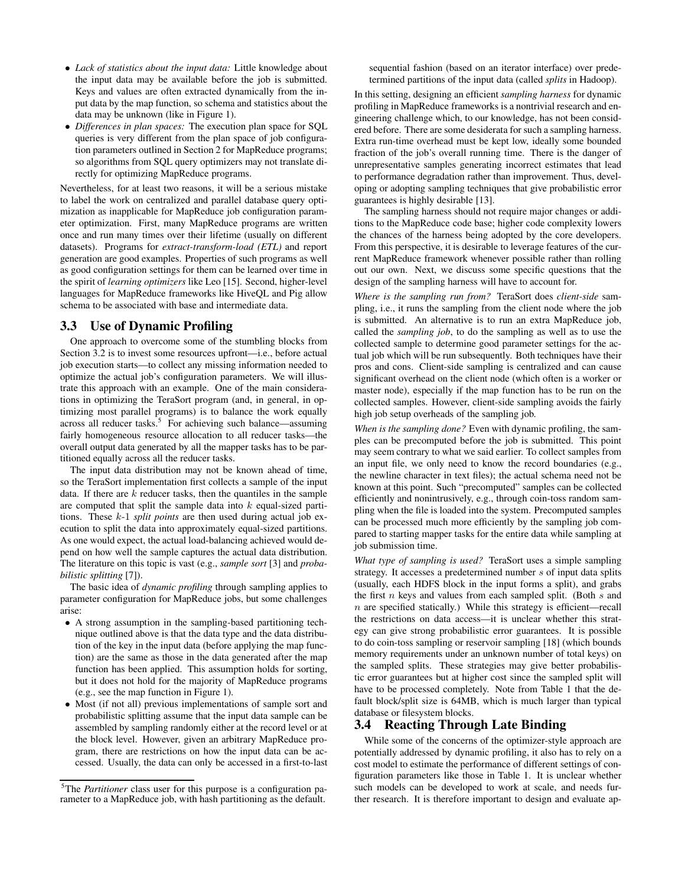- *Lack of statistics about the input data:* Little knowledge about the input data may be available before the job is submitted. Keys and values are often extracted dynamically from the input data by the map function, so schema and statistics about the data may be unknown (like in Figure 1).
- *Differences in plan spaces:* The execution plan space for SQL queries is very different from the plan space of job configuration parameters outlined in Section 2 for MapReduce programs; so algorithms from SQL query optimizers may not translate directly for optimizing MapReduce programs.

Nevertheless, for at least two reasons, it will be a serious mistake to label the work on centralized and parallel database query optimization as inapplicable for MapReduce job configuration parameter optimization. First, many MapReduce programs are written once and run many times over their lifetime (usually on different datasets). Programs for *extract-transform-load (ETL)* and report generation are good examples. Properties of such programs as well as good configuration settings for them can be learned over time in the spirit of *learning optimizers* like Leo [15]. Second, higher-level languages for MapReduce frameworks like HiveQL and Pig allow schema to be associated with base and intermediate data.

## 3.3 Use of Dynamic Profiling

One approach to overcome some of the stumbling blocks from Section 3.2 is to invest some resources upfront—i.e., before actual job execution starts—to collect any missing information needed to optimize the actual job's configuration parameters. We will illustrate this approach with an example. One of the main considerations in optimizing the TeraSort program (and, in general, in optimizing most parallel programs) is to balance the work equally across all reducer tasks.[5] For achieving such balance—assuming fairly homogeneous resource allocation to all reducer tasks—the overall output data generated by all the mapper tasks has to be partitioned equally across all the reducer tasks.

The input data distribution may not be known ahead of time, so the TeraSort implementation first collects a sample of the input data. If there are $k$ reducer tasks, then the quantiles in the sample are computed that split the sample data into $k$ equal-sized partitions. These $k$-1 *split points* are then used during actual job execution to split the data into approximately equal-sized partitions. As one would expect, the actual load-balancing achieved would depend on how well the sample captures the actual data distribution. The literature on this topic is vast (e.g., *sample sort* [3] and *probabilistic splitting* [7]).

The basic idea of *dynamic profiling* through sampling applies to parameter configuration for MapReduce jobs, but some challenges arise:

- A strong assumption in the sampling-based partitioning technique outlined above is that the data type and the data distribution of the key in the input data (before applying the map function) are the same as those in the data generated after the map function has been applied. This assumption holds for sorting, but it does not hold for the majority of MapReduce programs (e.g., see the map function in Figure 1).
- Most (if not all) previous implementations of sample sort and probabilistic splitting assume that the input data sample can be assembled by sampling randomly either at the record level or at the block level. However, given an arbitrary MapReduce program, there are restrictions on how the input data can be accessed. Usually, the data can only be accessed in a first-to-last sequential fashion (based on an iterator interface) over predetermined partitions of the input data (called *splits* in Hadoop).

In this setting, designing an efficient *sampling harness* for dynamic profiling in MapReduce frameworks is a nontrivial research and engineering challenge which, to our knowledge, has not been considered before. There are some desiderata for such a sampling harness. Extra run-time overhead must be kept low, ideally some bounded fraction of the job's overall running time. There is the danger of unrepresentative samples generating incorrect estimates that lead to performance degradation rather than improvement. Thus, developing or adopting sampling techniques that give probabilistic error guarantees is highly desirable [13].

The sampling harness should not require major changes or additions to the MapReduce code base; higher code complexity lowers the chances of the harness being adopted by the core developers. From this perspective, it is desirable to leverage features of the current MapReduce framework whenever possible rather than rolling out our own. Next, we discuss some specific questions that the design of the sampling harness will have to account for.

*Where is the sampling run from?* TeraSort does *client-side* sampling, i.e., it runs the sampling from the client node where the job is submitted. An alternative is to run an extra MapReduce job, called the *sampling job*, to do the sampling as well as to use the collected sample to determine good parameter settings for the actual job which will be run subsequently. Both techniques have their pros and cons. Client-side sampling is centralized and can cause significant overhead on the client node (which often is a worker or master node), especially if the map function has to be run on the collected samples. However, client-side sampling avoids the fairly high job setup overheads of the sampling job.

*When is the sampling done?* Even with dynamic profiling, the samples can be precomputed before the job is submitted. This point may seem contrary to what we said earlier. To collect samples from an input file, we only need to know the record boundaries (e.g., the newline character in text files); the actual schema need not be known at this point. Such "precomputed" samples can be collected efficiently and nonintrusively, e.g., through coin-toss random sampling when the file is loaded into the system. Precomputed samples can be processed much more efficiently by the sampling job compared to starting mapper tasks for the entire data while sampling at job submission time.

*What type of sampling is used?* TeraSort uses a simple sampling strategy. It accesses a predetermined number $s$ of input data splits (usually, each HDFS block in the input forms a split), and grabs the first $n$ keys and values from each sampled split. (Both $s$ and $n$ are specified statically.) While this strategy is efficient—recall the restrictions on data access—it is unclear whether this strategy can give strong probabilistic error guarantees. It is possible to do coin-toss sampling or reservoir sampling [18] (which bounds memory requirements under an unknown number of total keys) on the sampled splits. These strategies may give better probabilistic error guarantees but at higher cost since the sampled split will have to be processed completely. Note from Table 1 that the default block/split size is 64MB, which is much larger than typical database or filesystem blocks.

## 3.4 Reacting Through Late Binding

While some of the concerns of the optimizer-style approach are potentially addressed by dynamic profiling, it also has to rely on a cost model to estimate the performance of different settings of configuration parameters like those in Table 1. It is unclear whether such models can be developed to work at scale, and needs further research. It is therefore important to design and evaluate ap-

[5] The *Partitioner* class user for this purpose is a configuration parameter to a MapReduce job, with hash partitioning as the default.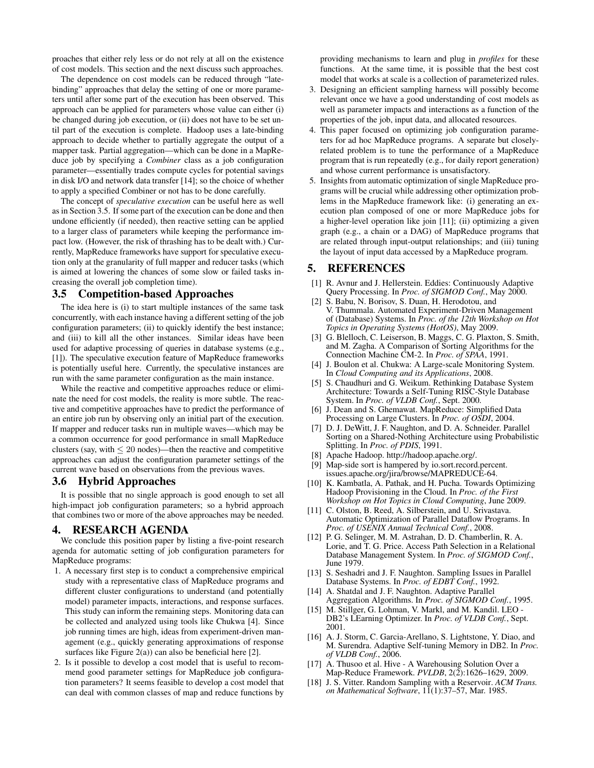proaches that either rely less or do not rely at all on the existence of cost models. This section and the next discuss such approaches.

The dependence on cost models can be reduced through "late-binding" approaches that delay the setting of one or more parameters until after some part of the execution has been observed. This approach can be applied for parameters whose value can either (i) be changed during job execution, or (ii) does not have to be set until part of the execution is complete. Hadoop uses a late-binding approach to decide whether to partially aggregate the output of a mapper task. Partial aggregation—which can be done in a MapReduce job by specifying a *Combiner* class as a job configuration parameter—essentially trades compute cycles for potential savings in disk I/O and network data transfer [14]; so the choice of whether to apply a specified Combiner or not has to be done carefully.

The concept of *speculative execution* can be useful here as well as in Section 3.5. If some part of the execution can be done and then undone efficiently (if needed), then reactive setting can be applied to a larger class of parameters while keeping the performance impact low. (However, the risk of thrashing has to be dealt with.) Currently, MapReduce frameworks have support for speculative execution only at the granularity of full mapper and reducer tasks (which is aimed at lowering the chances of some slow or failed tasks increasing the overall job completion time).

## 3.5 Competition-based Approaches

The idea here is (i) to start multiple instances of the same task concurrently, with each instance having a different setting of the job configuration parameters; (ii) to quickly identify the best instance; and (iii) to kill all the other instances. Similar ideas have been used for adaptive processing of queries in database systems (e.g., [1]). The speculative execution feature of MapReduce frameworks is potentially useful here. Currently, the speculative instances are run with the same parameter configuration as the main instance.

While the reactive and competitive approaches reduce or eliminate the need for cost models, the reality is more subtle. The reactive and competitive approaches have to predict the performance of an entire job run by observing only an initial part of the execution. If mapper and reducer tasks run in multiple waves—which may be a common occurrence for good performance in small MapReduce clusters (say, with $\leq 20$ nodes)—then the reactive and competitive approaches can adjust the configuration parameter settings of the current wave based on observations from the previous waves.

## 3.6 Hybrid Approaches

It is possible that no single approach is good enough to set all high-impact job configuration parameters; so a hybrid approach that combines two or more of the above approaches may be needed.

# 4. RESEARCH AGENDA

We conclude this position paper by listing a five-point research agenda for automatic setting of job configuration parameters for MapReduce programs:

1. A necessary first step is to conduct a comprehensive empirical study with a representative class of MapReduce programs and different cluster configurations to understand (and potentially model) parameter impacts, interactions, and response surfaces. This study can inform the remaining steps. Monitoring data can be collected and analyzed using tools like Chukwa [4]. Since job running times are high, ideas from experiment-driven management (e.g., quickly generating approximations of response surfaces like Figure 2(a)) can also be beneficial here [2].
2. Is it possible to develop a cost model that is useful to recommend good parameter settings for MapReduce job configuration parameters? It seems feasible to develop a cost model that can deal with common classes of map and reduce functions by providing mechanisms to learn and plug in *profiles* for these functions. At the same time, it is possible that the best cost model that works at scale is a collection of parameterized rules.
3. Designing an efficient sampling harness will possibly become relevant once we have a good understanding of cost models as well as parameter impacts and interactions as a function of the properties of the job, input data, and allocated resources.
4. This paper focused on optimizing job configuration parameters for ad hoc MapReduce programs. A separate but closely-related problem is to tune the performance of a MapReduce program that is run repeatedly (e.g., for daily report generation) and whose current performance is unsatisfactory.
5. Insights from automatic optimization of single MapReduce programs will be crucial while addressing other optimization problems in the MapReduce framework like: (i) generating an execution plan composed of one or more MapReduce jobs for a higher-level operation like join [11]; (ii) optimizing a given graph (e.g., a chain or a DAG) of MapReduce programs that are related through input-output relationships; and (iii) tuning the layout of input data accessed by a MapReduce program.

# 5. REFERENCES

[1] R. Avnur and J. Hellerstein. Eddies: Continuously Adaptive Query Processing. In *Proc. of SIGMOD Conf.*, May 2000.

[2] S. Babu, N. Borisov, S. Duan, H. Herodotou, and V. Thummala. Automated Experiment-Driven Management of (Database) Systems. In *Proc. of the 12th Workshop on Hot Topics in Operating Systems (HotOS)*, May 2009.

[3] G. Blelloch, C. Leiserson, B. Maggs, C. G. Plaxton, S. Smith, and M. Zagha. A Comparison of Sorting Algorithms for the Connection Machine CM-2. In *Proc. of SPAA*, 1991.

[4] J. Boulon et al. Chukwa: A Large-scale Monitoring System. In *Cloud Computing and its Applications*, 2008.

[5] S. Chaudhuri and G. Weikum. Rethinking Database System Architecture: Towards a Self-Tuning RISC-Style Database System. In *Proc. of VLDB Conf.*, Sept. 2000.

[6] J. Dean and S. Ghemawat. MapReduce: Simplified Data Processing on Large Clusters. In *Proc. of OSDI*, 2004.

[7] D. J. DeWitt, J. F. Naughton, and D. A. Schneider. Parallel Sorting on a Shared-Nothing Architecture using Probabilistic Splitting. In *Proc. of PDIS*, 1991.

[8] Apache Hadoop. http://hadoop.apache.org/.

[9] Map-side sort is hampered by io.sort.record.percent. issues.apache.org/jira/browse/MAPREDUCE-64.

[10] K. Kambatla, A. Pathak, and H. Pucha. Towards Optimizing Hadoop Provisioning in the Cloud. In *Proc. of the First Workshop on Hot Topics in Cloud Computing*, June 2009.

[11] C. Olston, B. Reed, A. Silberstein, and U. Srivastava. Automatic Optimization of Parallel Dataflow Programs. In *Proc. of USENIX Annual Technical Conf.*, 2008.

[12] P. G. Selinger, M. M. Astrahan, D. D. Chamberlin, R. A. Lorie, and T. G. Price. Access Path Selection in a Relational Database Management System. In *Proc. of SIGMOD Conf.*, June 1979.

[13] S. Seshadri and J. F. Naughton. Sampling Issues in Parallel Database Systems. In *Proc. of EDBT Conf.*, 1992.

[14] A. Shatdal and J. F. Naughton. Adaptive Parallel Aggregation Algorithms. In *Proc. of SIGMOD Conf.*, 1995.

[15] M. Stillger, G. Lohman, V. Markl, and M. Kandil. LEO - DB2's LEarning Optimizer. In *Proc. of VLDB Conf.*, Sept. 2001.

[16] A. J. Storm, C. Garcia-Arellano, S. Lightstone, Y. Diao, and M. Surendra. Adaptive Self-tuning Memory in DB2. In *Proc. of VLDB Conf.*, 2006.

[17] A. Thusoo et al. Hive - A Warehousing Solution Over a Map-Reduce Framework. *PVLDB*, 2(2):1626–1629, 2009.

[18] J. S. Vitter. Random Sampling with a Reservoir. *ACM Trans. on Mathematical Software*, 11(1):37–57, Mar. 1985.